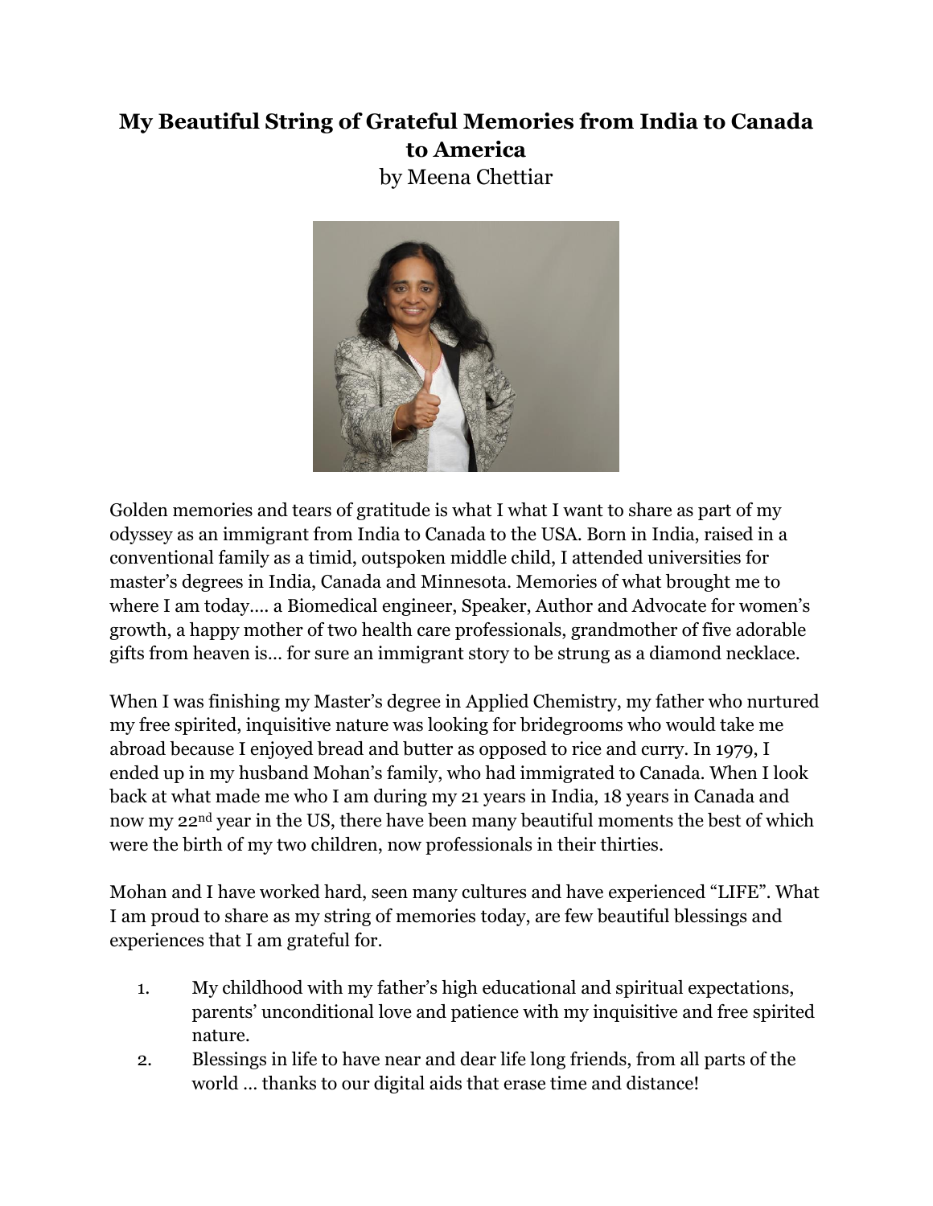# My Beautiful String of Grateful Memories from India to Canada to America

by Meena Chettiar

Golden memories and tears of gratitude is what I what I want to share as part of my odyssey as an immigrant from India to Canada to the USA. Born in India, raised in a conventional family as a timid, outspoken middle child, I attended universities for master's degrees in India, Canada and Minnesota. Memories of what brought me to where I am today.... a Biomedical engineer, Speaker, Author and Advocate for women's growth, a happy mother of two health care professionals, grandmother of five adorable gifts from heaven is... for sure an immigrant story to be strung as a diamond necklace.

When I was finishing my Master's degree in Applied Chemistry, my father who nurtured my free spirited, inquisitive nature was looking for bridegrooms who would take me abroad because I enjoyed bread and butter as opposed to rice and curry. In 1979, I ended up in my husband Mohan's family, who had immigrated to Canada. When I look back at what made me who I am during my 21 years in India, 18 years in Canada and now my 22nd year in the US, there have been many beautiful moments the best of which were the birth of my two children, now professionals in their thirties.

Mohan and I have worked hard, seen many cultures and have experienced "LIFE". What I am proud to share as my string of memories today, are few beautiful blessings and experiences that I am grateful for.

1. My childhood with my father's high educational and spiritual expectations, parents' unconditional love and patience with my inquisitive and free spirited nature.
2. Blessings in life to have near and dear life long friends, from all parts of the world ... thanks to our digital aids that erase time and distance!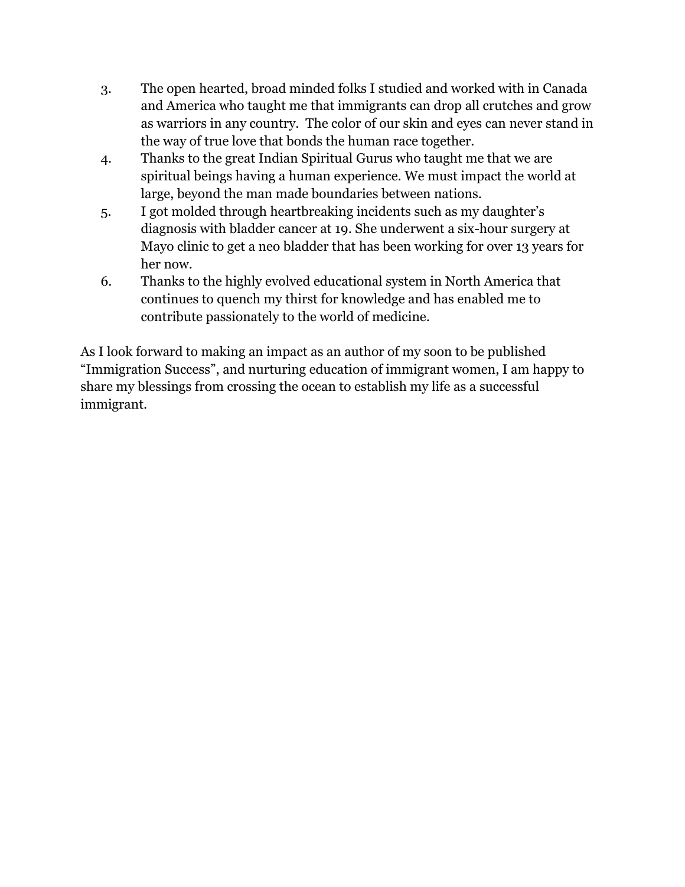3. The open hearted, broad minded folks I studied and worked with in Canada and America who taught me that immigrants can drop all crutches and grow as warriors in any country. The color of our skin and eyes can never stand in the way of true love that bonds the human race together.
4. Thanks to the great Indian Spiritual Gurus who taught me that we are spiritual beings having a human experience. We must impact the world at large, beyond the man made boundaries between nations.
5. I got molded through heartbreaking incidents such as my daughter's diagnosis with bladder cancer at 19. She underwent a six-hour surgery at Mayo clinic to get a neo bladder that has been working for over 13 years for her now.
6. Thanks to the highly evolved educational system in North America that continues to quench my thirst for knowledge and has enabled me to contribute passionately to the world of medicine.

As I look forward to making an impact as an author of my soon to be published "Immigration Success", and nurturing education of immigrant women, I am happy to share my blessings from crossing the ocean to establish my life as a successful immigrant.